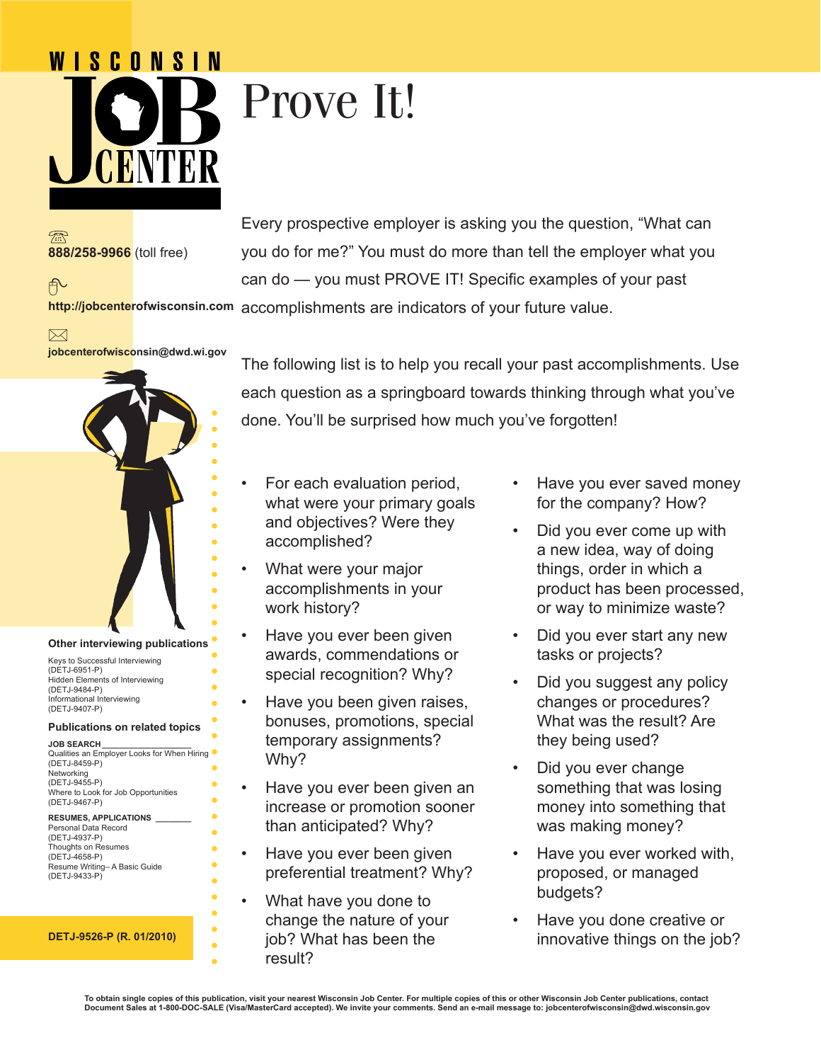WISCONSIN JOB CENTER

# Prove It!

888/258-9966 (toll free)

http://jobcenterofwisconsin.com

jobcenterofwisconsin@dwd.wi.gov

Every prospective employer is asking you the question, "What can you do for me?" You must do more than tell the employer what you can do — you must PROVE IT! Specific examples of your past accomplishments are indicators of your future value.

The following list is to help you recall your past accomplishments. Use each question as a springboard towards thinking through what you've done. You'll be surprised how much you've forgotten!

- For each evaluation period, what were your primary goals and objectives? Were they accomplished?
- What were your major accomplishments in your work history?
- Have you ever been given awards, commendations or special recognition? Why?
- Have you been given raises, bonuses, promotions, special temporary assignments? Why?
- Have you ever been given an increase or promotion sooner than anticipated? Why?
- Have you ever been given preferential treatment? Why?
- What have you done to change the nature of your job? What has been the result?
- Have you ever saved money for the company? How?
- Did you ever come up with a new idea, way of doing things, order in which a product has been processed, or way to minimize waste?
- Did you ever start any new tasks or projects?
- Did you suggest any policy changes or procedures? What was the result? Are they being used?
- Did you ever change something that was losing money into something that was making money?
- Have you ever worked with, proposed, or managed budgets?
- Have you done creative or innovative things on the job?

**Other interviewing publications**

Keys to Successful Interviewing
(DETJ-6951-P)
Hidden Elements of Interviewing
(DETJ-9484-P)
Informational Interviewing
(DETJ-9407-P)

**Publications on related topics**

**JOB SEARCH**
Qualities an Employer Looks for When Hiring
(DETJ-8459-P)
Networking
(DETJ-9455-P)
Where to Look for Job Opportunities
(DETJ-9467-P)

**RESUMES, APPLICATIONS**
Personal Data Record
(DETJ-4937-P)
Thoughts on Resumes
(DETJ-4658-P)
Resume Writing– A Basic Guide
(DETJ-9433-P)

**DETJ-9526-P (R. 01/2010)**

**To obtain single copies of this publication, visit your nearest Wisconsin Job Center. For multiple copies of this or other Wisconsin Job Center publications, contact Document Sales at 1-800-DOC-SALE (Visa/MasterCard accepted). We invite your comments. Send an e-mail message to: jobcenterofwisconsin@dwd.wisconsin.gov**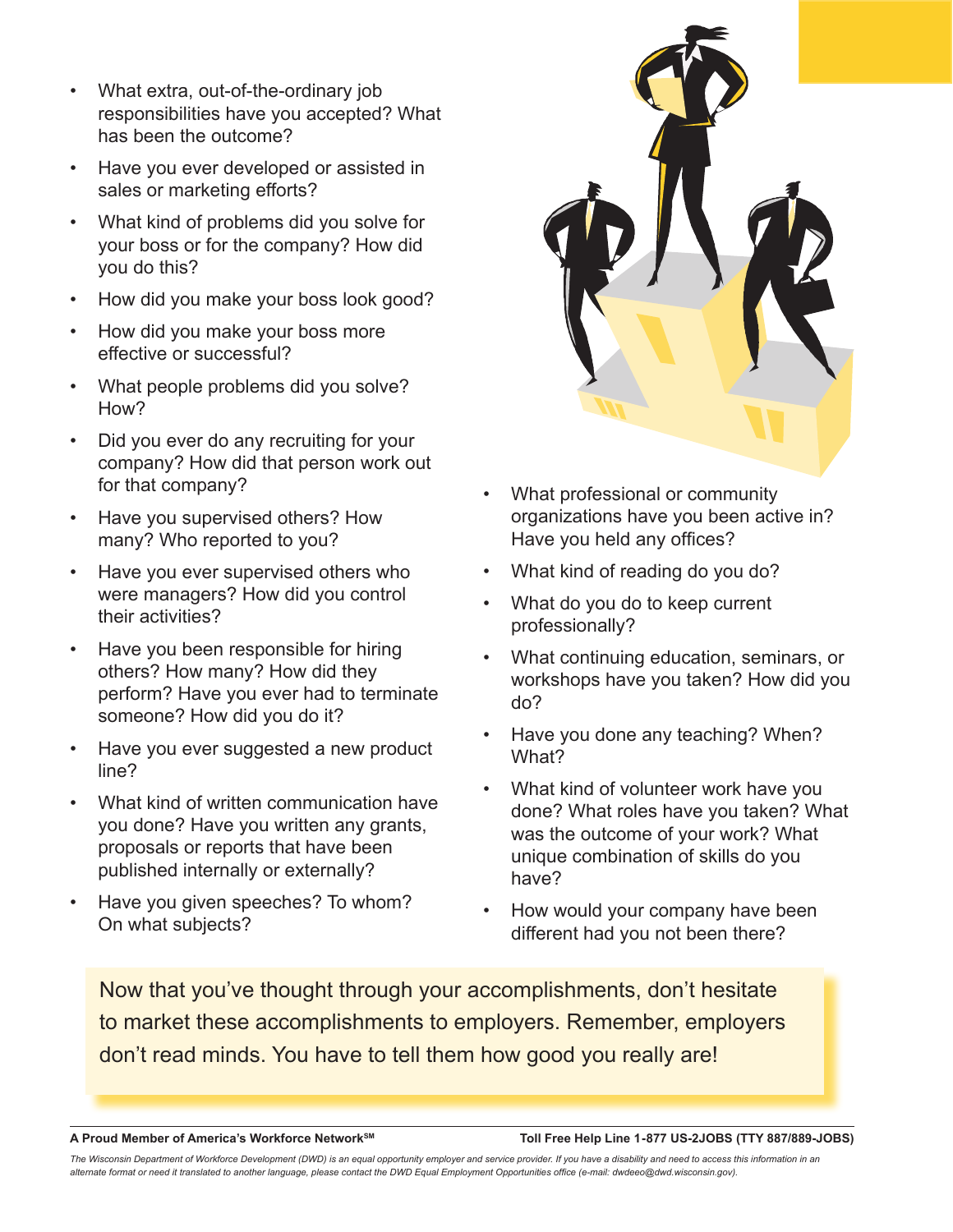- What extra, out-of-the-ordinary job responsibilities have you accepted? What has been the outcome?
- Have you ever developed or assisted in sales or marketing efforts?
- What kind of problems did you solve for your boss or for the company? How did you do this?
- How did you make your boss look good?
- How did you make your boss more effective or successful?
- What people problems did you solve? How?
- Did you ever do any recruiting for your company? How did that person work out for that company?
- Have you supervised others? How many? Who reported to you?
- Have you ever supervised others who were managers? How did you control their activities?
- Have you been responsible for hiring others? How many? How did they perform? Have you ever had to terminate someone? How did you do it?
- Have you ever suggested a new product line?
- What kind of written communication have you done? Have you written any grants, proposals or reports that have been published internally or externally?
- Have you given speeches? To whom? On what subjects?
- What professional or community organizations have you been active in? Have you held any offices?
- What kind of reading do you do?
- What do you do to keep current professionally?
- What continuing education, seminars, or workshops have you taken? How did you do?
- Have you done any teaching? When? What?
- What kind of volunteer work have you done? What roles have you taken? What was the outcome of your work? What unique combination of skills do you have?
- How would your company have been different had you not been there?

Now that you've thought through your accomplishments, don't hesitate to market these accomplishments to employers. Remember, employers don't read minds. You have to tell them how good you really are!

**A Proud Member of America's Workforce Network℠** **Toll Free Help Line 1-877 US-2JOBS (TTY 887/889-JOBS)**

*The Wisconsin Department of Workforce Development (DWD) is an equal opportunity employer and service provider. If you have a disability and need to access this information in an alternate format or need it translated to another language, please contact the DWD Equal Employment Opportunities office (e-mail: dwdeeo@dwd.wisconsin.gov).*